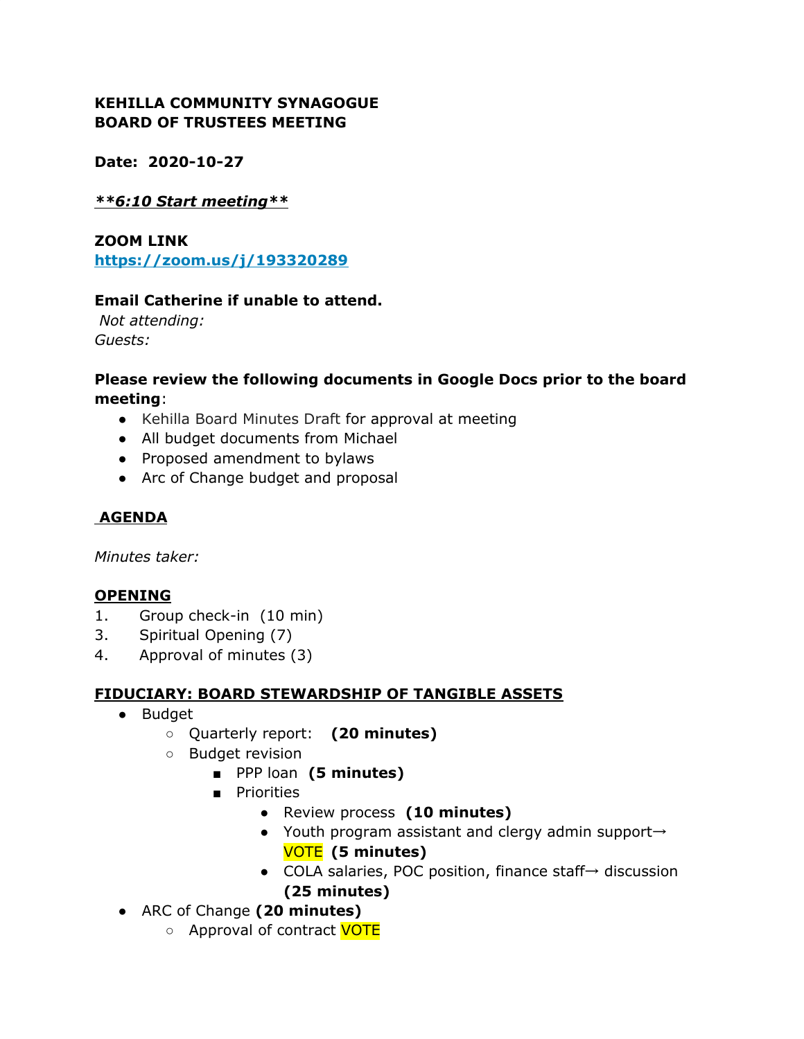**KEHILLA COMMUNITY SYNAGOGUE**
**BOARD OF TRUSTEES MEETING**

**Date: 2020-10-27**

***__**6:10 Start meeting**__***

**ZOOM LINK**
**https://zoom.us/j/193320289**

**Email Catherine if unable to attend.**
*Not attending:*
*Guests:*

**Please review the following documents in Google Docs prior to the board meeting**:

- Kehilla Board Minutes Draft for approval at meeting
- All budget documents from Michael
- Proposed amendment to bylaws
- Arc of Change budget and proposal

**__AGENDA__**

*Minutes taker:*

**__OPENING__**

1. Group check-in (10 min)
3. Spiritual Opening (7)
4. Approval of minutes (3)

**__FIDUCIARY: BOARD STEWARDSHIP OF TANGIBLE ASSETS__**

- Budget
  - Quarterly report: **(20 minutes)**
  - Budget revision
    - PPP loan **(5 minutes)**
    - Priorities
      - Review process **(10 minutes)**
      - Youth program assistant and clergy admin support→ VOTE **(5 minutes)**
      - COLA salaries, POC position, finance staff→ discussion **(25 minutes)**
- ARC of Change **(20 minutes)**
  - Approval of contract VOTE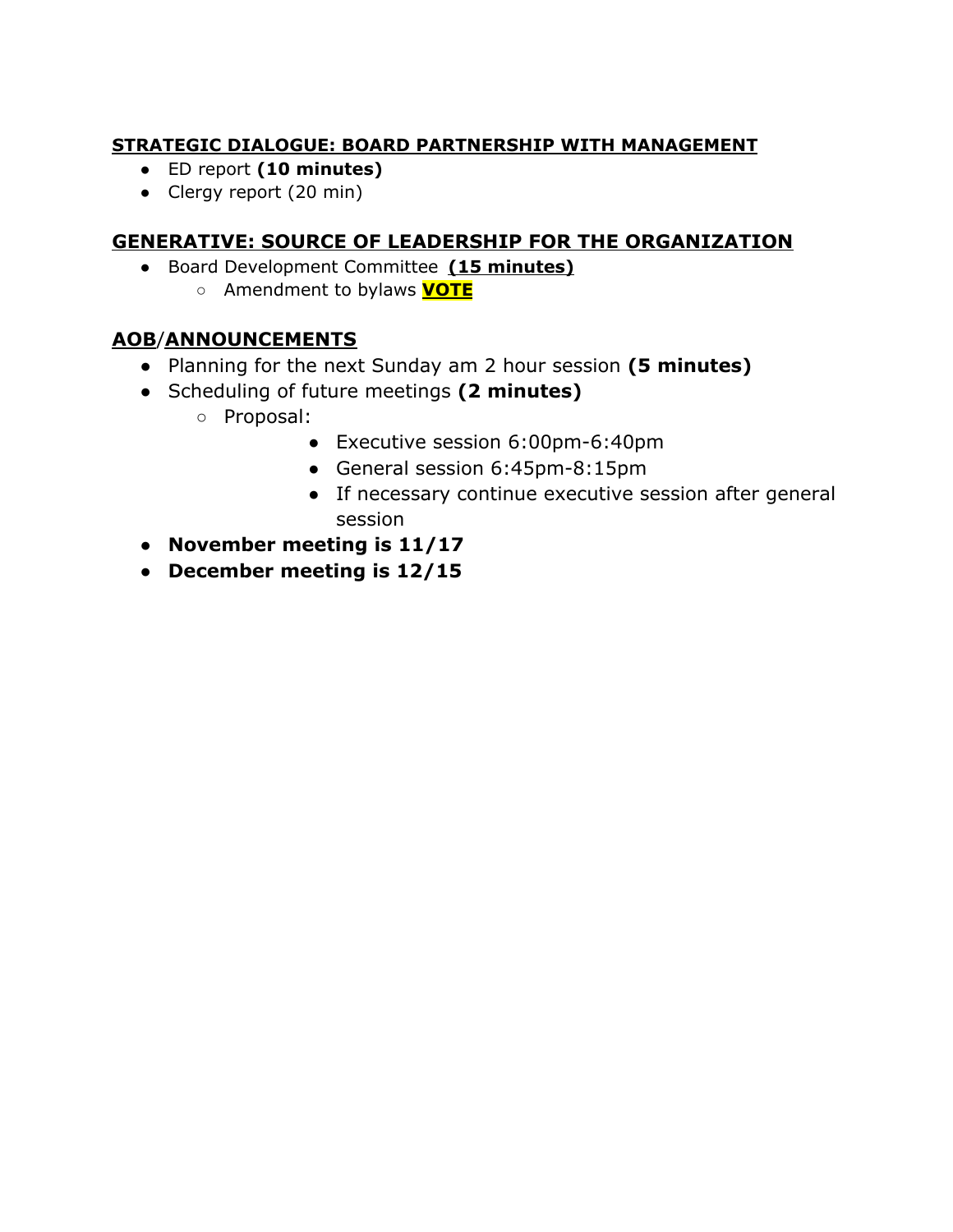**STRATEGIC DIALOGUE: BOARD PARTNERSHIP WITH MANAGEMENT**

- ED report **(10 minutes)**
- Clergy report (20 min)

**GENERATIVE: SOURCE OF LEADERSHIP FOR THE ORGANIZATION**

- Board Development Committee **(15 minutes)**
  - Amendment to bylaws **VOTE**

**AOB/ANNOUNCEMENTS**

- Planning for the next Sunday am 2 hour session **(5 minutes)**
- Scheduling of future meetings **(2 minutes)**
  - Proposal:
    - Executive session 6:00pm-6:40pm
    - General session 6:45pm-8:15pm
    - If necessary continue executive session after general session
- **November meeting is 11/17**
- **December meeting is 12/15**